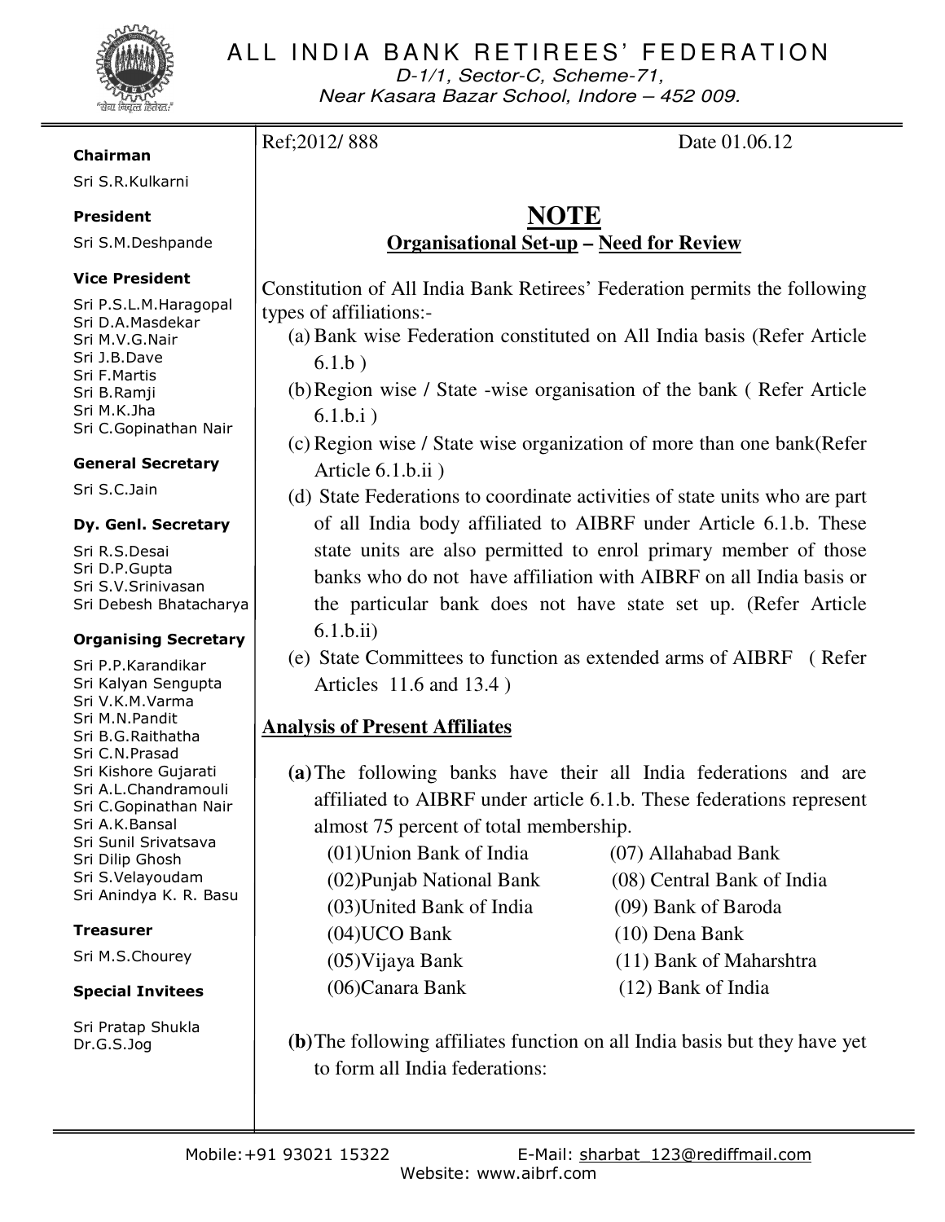# ALL INDIA BANK RETIREES' FEDERATION

D-1/1, Sector-C, Scheme-71,
Near Kasara Bazar School, Indore – 452 009.

**Chairman**
Sri S.R.Kulkarni

**President**
Sri S.M.Deshpande

**Vice President**
Sri P.S.L.M.Haragopal
Sri D.A.Masdekar
Sri M.V.G.Nair
Sri J.B.Dave
Sri F.Martis
Sri B.Ramji
Sri M.K.Jha
Sri C.Gopinathan Nair

**General Secretary**
Sri S.C.Jain

**Dy. Genl. Secretary**
Sri R.S.Desai
Sri D.P.Gupta
Sri S.V.Srinivasan
Sri Debesh Bhatacharya

**Organising Secretary**
Sri P.P.Karandikar
Sri Kalyan Sengupta
Sri V.K.M.Varma
Sri M.N.Pandit
Sri B.G.Raithatha
Sri C.N.Prasad
Sri Kishore Gujarati
Sri A.L.Chandramouli
Sri C.Gopinathan Nair
Sri A.K.Bansal
Sri Sunil Srivatsava
Sri Dilip Ghosh
Sri S.Velayoudam
Sri Anindya K. R. Basu

**Treasurer**
Sri M.S.Chourey

**Special Invitees**
Sri Pratap Shukla
Dr.G.S.Jog

Ref;2012/ 888 Date 01.06.12

## NOTE

**Organisational Set-up – Need for Review**

Constitution of All India Bank Retirees' Federation permits the following types of affiliations:-

(a) Bank wise Federation constituted on All India basis (Refer Article 6.1.b )

(b) Region wise / State -wise organisation of the bank ( Refer Article 6.1.b.i )

(c) Region wise / State wise organization of more than one bank(Refer Article 6.1.b.ii )

(d) State Federations to coordinate activities of state units who are part of all India body affiliated to AIBRF under Article 6.1.b. These state units are also permitted to enrol primary member of those banks who do not have affiliation with AIBRF on all India basis or the particular bank does not have state set up. (Refer Article 6.1.b.ii)

(e) State Committees to function as extended arms of AIBRF ( Refer Articles 11.6 and 13.4 )

**Analysis of Present Affiliates**

**(a)** The following banks have their all India federations and are affiliated to AIBRF under article 6.1.b. These federations represent almost 75 percent of total membership.

(01)Union Bank of India
(02)Punjab National Bank
(03)United Bank of India
(04)UCO Bank
(05)Vijaya Bank
(06)Canara Bank
(07) Allahabad Bank
(08) Central Bank of India
(09) Bank of Baroda
(10) Dena Bank
(11) Bank of Maharshtra
(12) Bank of India

**(b)** The following affiliates function on all India basis but they have yet to form all India federations:

Mobile:+91 93021 15322 E-Mail: sharbat_123@rediffmail.com
Website: www.aibrf.com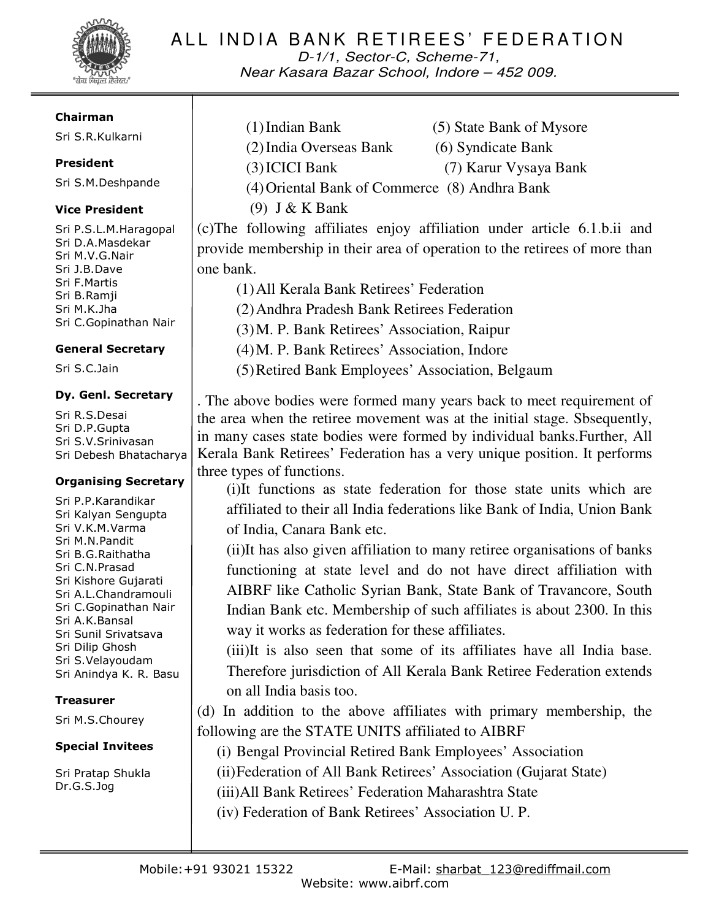(1) Indian Bank
(2) India Overseas Bank
(3) ICICI Bank
(4) Oriental Bank of Commerce
(5) State Bank of Mysore
(6) Syndicate Bank
(7) Karur Vysaya Bank
(8) Andhra Bank
(9) J & K Bank

(c)The following affiliates enjoy affiliation under article 6.1.b.ii and provide membership in their area of operation to the retirees of more than one bank.

(1) All Kerala Bank Retirees' Federation
(2) Andhra Pradesh Bank Retirees Federation
(3) M. P. Bank Retirees' Association, Raipur
(4) M. P. Bank Retirees' Association, Indore
(5) Retired Bank Employees' Association, Belgaum

. The above bodies were formed many years back to meet requirement of the area when the retiree movement was at the initial stage. Sbsequently, in many cases state bodies were formed by individual banks.Further, All Kerala Bank Retirees' Federation has a very unique position. It performs three types of functions.

(i)It functions as state federation for those state units which are affiliated to their all India federations like Bank of India, Union Bank of India, Canara Bank etc.

(ii)It has also given affiliation to many retiree organisations of banks functioning at state level and do not have direct affiliation with AIBRF like Catholic Syrian Bank, State Bank of Travancore, South Indian Bank etc. Membership of such affiliates is about 2300. In this way it works as federation for these affiliates.

(iii)It is also seen that some of its affiliates have all India base. Therefore jurisdiction of All Kerala Bank Retiree Federation extends on all India basis too.

(d) In addition to the above affiliates with primary membership, the following are the STATE UNITS affiliated to AIBRF

(i) Bengal Provincial Retired Bank Employees' Association
(ii) Federation of All Bank Retirees' Association (Gujarat State)
(iii) All Bank Retirees' Federation Maharashtra State
(iv) Federation of Bank Retirees' Association U. P.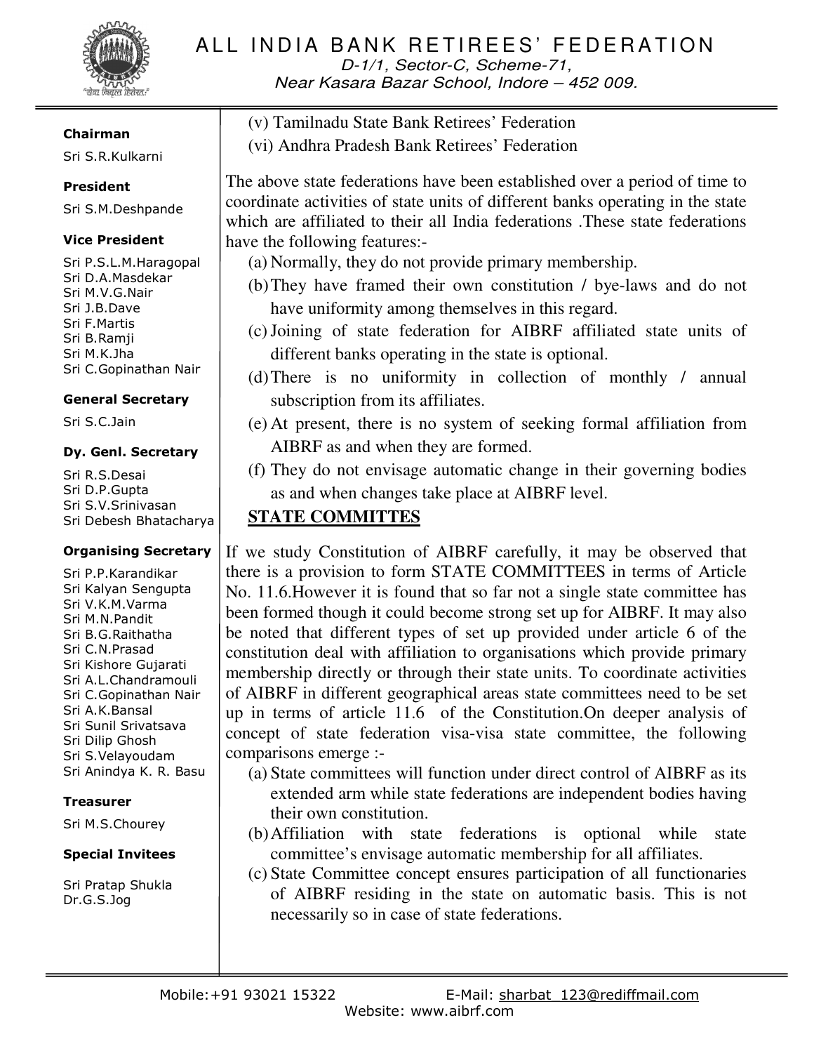(v) Tamilnadu State Bank Retirees' Federation

(vi) Andhra Pradesh Bank Retirees' Federation

The above state federations have been established over a period of time to coordinate activities of state units of different banks operating in the state which are affiliated to their all India federations .These state federations have the following features:-

(a) Normally, they do not provide primary membership.

(b) They have framed their own constitution / bye-laws and do not have uniformity among themselves in this regard.

(c) Joining of state federation for AIBRF affiliated state units of different banks operating in the state is optional.

(d) There is no uniformity in collection of monthly / annual subscription from its affiliates.

(e) At present, there is no system of seeking formal affiliation from AIBRF as and when they are formed.

(f) They do not envisage automatic change in their governing bodies as and when changes take place at AIBRF level.

## STATE COMMITTES

If we study Constitution of AIBRF carefully, it may be observed that there is a provision to form STATE COMMITTEES in terms of Article No. 11.6.However it is found that so far not a single state committee has been formed though it could become strong set up for AIBRF. It may also be noted that different types of set up provided under article 6 of the constitution deal with affiliation to organisations which provide primary membership directly or through their state units. To coordinate activities of AIBRF in different geographical areas state committees need to be set up in terms of article 11.6 of the Constitution.On deeper analysis of concept of state federation visa-visa state committee, the following comparisons emerge :-

(a) State committees will function under direct control of AIBRF as its extended arm while state federations are independent bodies having their own constitution.

(b) Affiliation with state federations is optional while state committee's envisage automatic membership for all affiliates.

(c) State Committee concept ensures participation of all functionaries of AIBRF residing in the state on automatic basis. This is not necessarily so in case of state federations.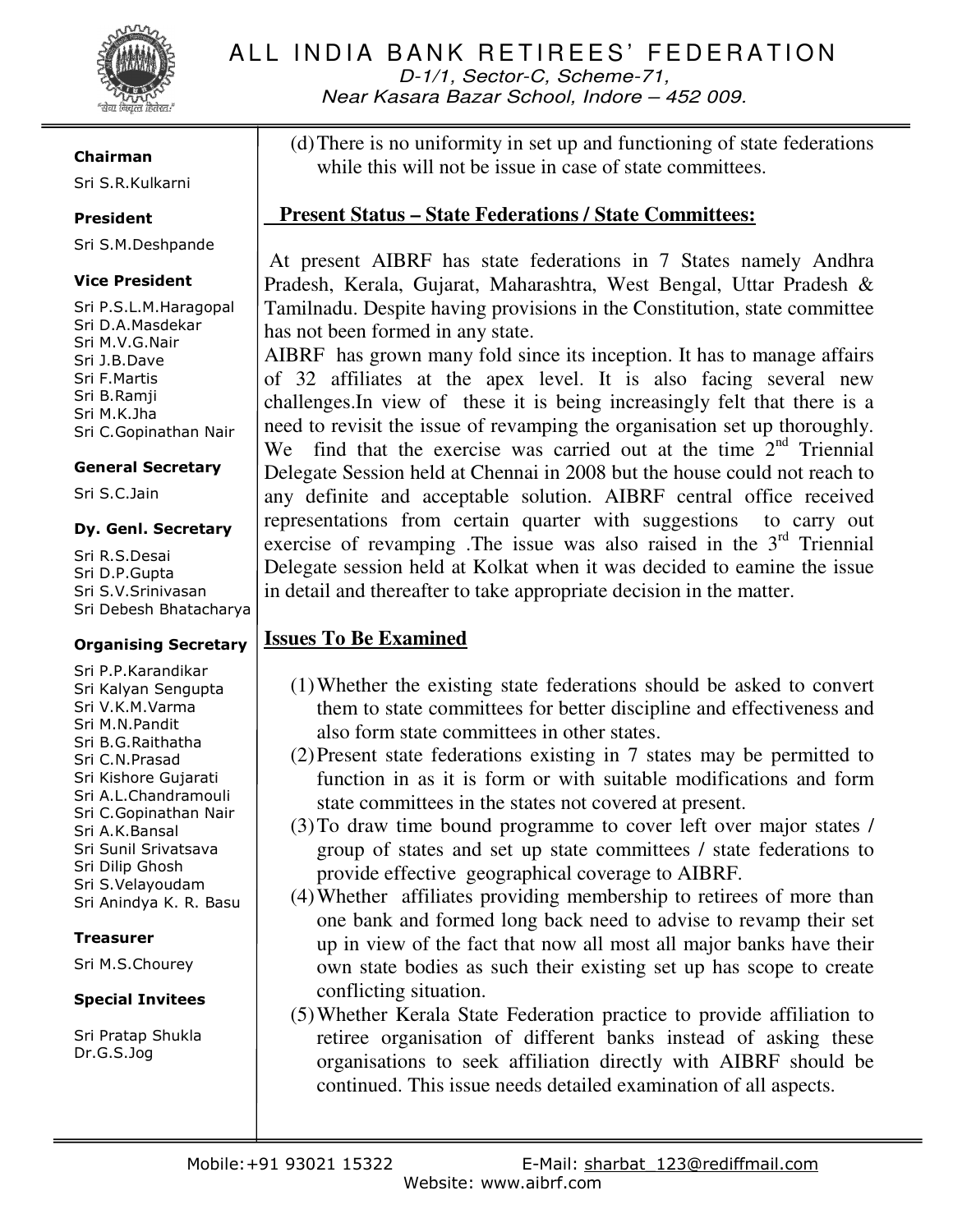# ALL INDIA BANK RETIREES' FEDERATION

D-1/1, Sector-C, Scheme-71,
Near Kasara Bazar School, Indore – 452 009.

**Chairman**
Sri S.R.Kulkarni

**President**
Sri S.M.Deshpande

**Vice President**
Sri P.S.L.M.Haragopal
Sri D.A.Masdekar
Sri M.V.G.Nair
Sri J.B.Dave
Sri F.Martis
Sri B.Ramji
Sri M.K.Jha
Sri C.Gopinathan Nair

**General Secretary**
Sri S.C.Jain

**Dy. Genl. Secretary**
Sri R.S.Desai
Sri D.P.Gupta
Sri S.V.Srinivasan
Sri Debesh Bhatacharya

**Organising Secretary**
Sri P.P.Karandikar
Sri Kalyan Sengupta
Sri V.K.M.Varma
Sri M.N.Pandit
Sri B.G.Raithatha
Sri C.N.Prasad
Sri Kishore Gujarati
Sri A.L.Chandramouli
Sri C.Gopinathan Nair
Sri A.K.Bansal
Sri Sunil Srivatsava
Sri Dilip Ghosh
Sri S.Velayoudam
Sri Anindya K. R. Basu

**Treasurer**
Sri M.S.Chourey

**Special Invitees**
Sri Pratap Shukla
Dr.G.S.Jog

(d) There is no uniformity in set up and functioning of state federations while this will not be issue in case of state committees.

**Present Status – State Federations / State Committees:**

At present AIBRF has state federations in 7 States namely Andhra Pradesh, Kerala, Gujarat, Maharashtra, West Bengal, Uttar Pradesh & Tamilnadu. Despite having provisions in the Constitution, state committee has not been formed in any state.

AIBRF has grown many fold since its inception. It has to manage affairs of 32 affiliates at the apex level. It is also facing several new challenges.In view of these it is being increasingly felt that there is a need to revisit the issue of revamping the organisation set up thoroughly. We find that the exercise was carried out at the time 2nd Triennial Delegate Session held at Chennai in 2008 but the house could not reach to any definite and acceptable solution. AIBRF central office received representations from certain quarter with suggestions to carry out exercise of revamping .The issue was also raised in the 3rd Triennial Delegate session held at Kolkat when it was decided to eamine the issue in detail and thereafter to take appropriate decision in the matter.

**Issues To Be Examined**

(1) Whether the existing state federations should be asked to convert them to state committees for better discipline and effectiveness and also form state committees in other states.
(2) Present state federations existing in 7 states may be permitted to function in as it is form or with suitable modifications and form state committees in the states not covered at present.
(3) To draw time bound programme to cover left over major states / group of states and set up state committees / state federations to provide effective geographical coverage to AIBRF.
(4) Whether affiliates providing membership to retirees of more than one bank and formed long back need to advise to revamp their set up in view of the fact that now all most all major banks have their own state bodies as such their existing set up has scope to create conflicting situation.
(5) Whether Kerala State Federation practice to provide affiliation to retiree organisation of different banks instead of asking these organisations to seek affiliation directly with AIBRF should be continued. This issue needs detailed examination of all aspects.

Mobile:+91 93021 15322 E-Mail: sharbat_123@rediffmail.com
Website: www.aibrf.com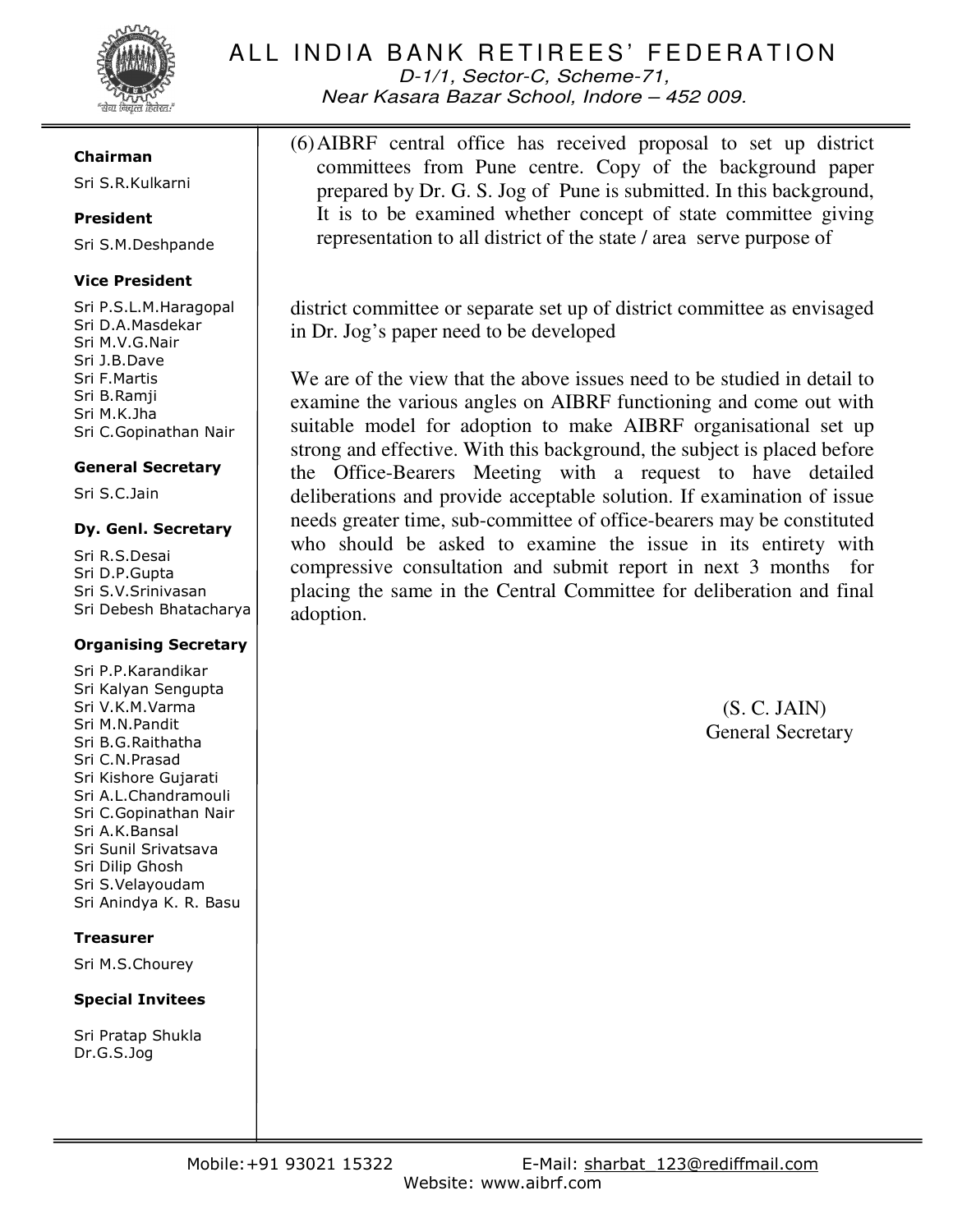# ALL INDIA BANK RETIREES' FEDERATION

*D-1/1, Sector-C, Scheme-71,*
*Near Kasara Bazar School, Indore – 452 009.*

"सेवा निवृत्त हितेरत"

**Chairman**
Sri S.R.Kulkarni

**President**
Sri S.M.Deshpande

**Vice President**
Sri P.S.L.M.Haragopal
Sri D.A.Masdekar
Sri M.V.G.Nair
Sri J.B.Dave
Sri F.Martis
Sri B.Ramji
Sri M.K.Jha
Sri C.Gopinathan Nair

**General Secretary**
Sri S.C.Jain

**Dy. Genl. Secretary**
Sri R.S.Desai
Sri D.P.Gupta
Sri S.V.Srinivasan
Sri Debesh Bhatacharya

**Organising Secretary**
Sri P.P.Karandikar
Sri Kalyan Sengupta
Sri V.K.M.Varma
Sri M.N.Pandit
Sri B.G.Raithatha
Sri C.N.Prasad
Sri Kishore Gujarati
Sri A.L.Chandramouli
Sri C.Gopinathan Nair
Sri A.K.Bansal
Sri Sunil Srivatsava
Sri Dilip Ghosh
Sri S.Velayoudam
Sri Anindya K. R. Basu

**Treasurer**
Sri M.S.Chourey

**Special Invitees**
Sri Pratap Shukla
Dr.G.S.Jog

(6) AIBRF central office has received proposal to set up district committees from Pune centre. Copy of the background paper prepared by Dr. G. S. Jog of Pune is submitted. In this background, It is to be examined whether concept of state committee giving representation to all district of the state / area serve purpose of district committee or separate set up of district committee as envisaged in Dr. Jog's paper need to be developed

We are of the view that the above issues need to be studied in detail to examine the various angles on AIBRF functioning and come out with suitable model for adoption to make AIBRF organisational set up strong and effective. With this background, the subject is placed before the Office-Bearers Meeting with a request to have detailed deliberations and provide acceptable solution. If examination of issue needs greater time, sub-committee of office-bearers may be constituted who should be asked to examine the issue in its entirety with compressive consultation and submit report in next 3 months for placing the same in the Central Committee for deliberation and final adoption.

(S. C. JAIN)
General Secretary

Mobile:+91 93021 15322 E-Mail: sharbat_123@rediffmail.com
Website: www.aibrf.com